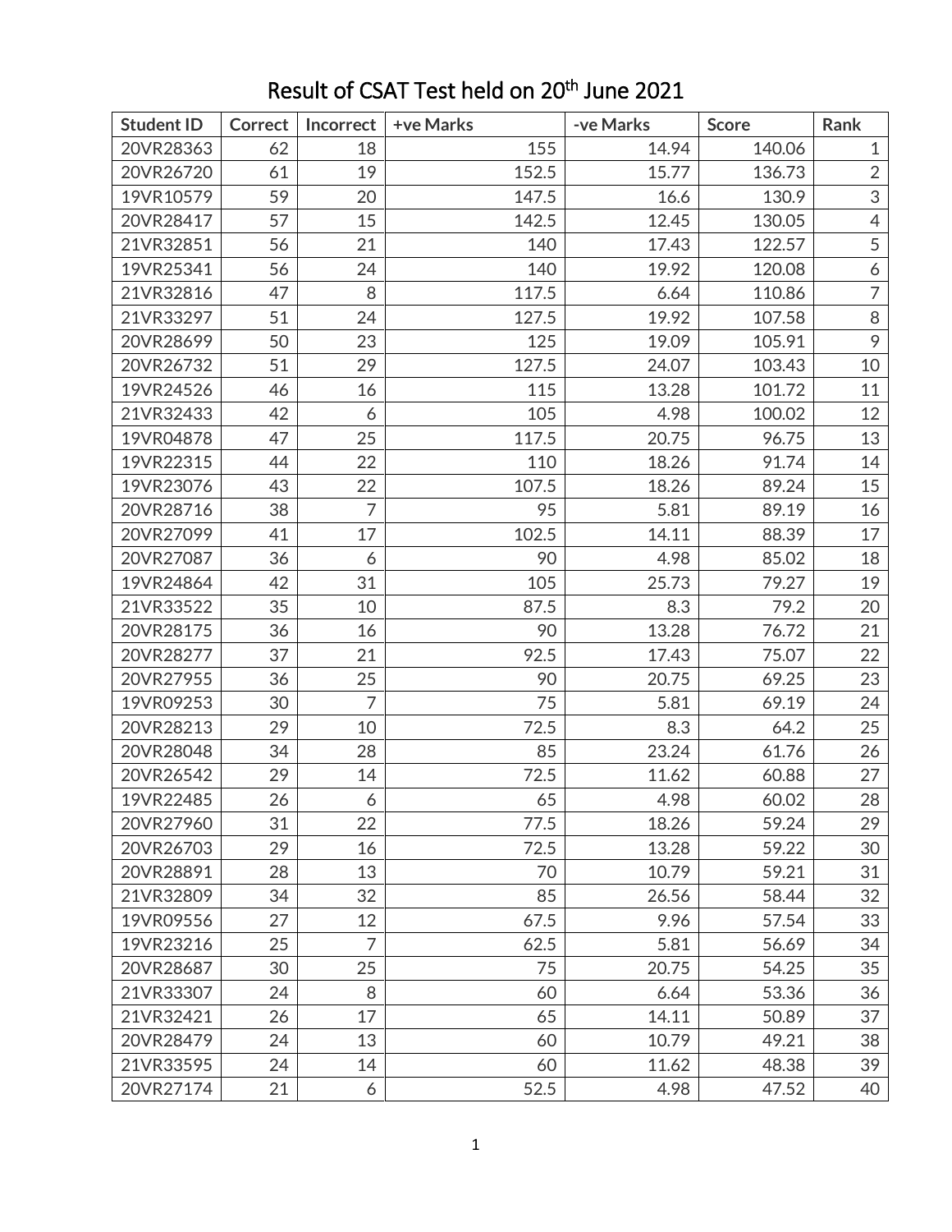# Result of CSAT Test held on 20th June 2021

| Student ID | Correct | Incorrect | +ve Marks | -ve Marks | Score | Rank |
|---|---|---|---|---|---|---|
| 20VR28363 | 62 | 18 | 155 | 14.94 | 140.06 | 1 |
| 20VR26720 | 61 | 19 | 152.5 | 15.77 | 136.73 | 2 |
| 19VR10579 | 59 | 20 | 147.5 | 16.6 | 130.9 | 3 |
| 20VR28417 | 57 | 15 | 142.5 | 12.45 | 130.05 | 4 |
| 21VR32851 | 56 | 21 | 140 | 17.43 | 122.57 | 5 |
| 19VR25341 | 56 | 24 | 140 | 19.92 | 120.08 | 6 |
| 21VR32816 | 47 | 8 | 117.5 | 6.64 | 110.86 | 7 |
| 21VR33297 | 51 | 24 | 127.5 | 19.92 | 107.58 | 8 |
| 20VR28699 | 50 | 23 | 125 | 19.09 | 105.91 | 9 |
| 20VR26732 | 51 | 29 | 127.5 | 24.07 | 103.43 | 10 |
| 19VR24526 | 46 | 16 | 115 | 13.28 | 101.72 | 11 |
| 21VR32433 | 42 | 6 | 105 | 4.98 | 100.02 | 12 |
| 19VR04878 | 47 | 25 | 117.5 | 20.75 | 96.75 | 13 |
| 19VR22315 | 44 | 22 | 110 | 18.26 | 91.74 | 14 |
| 19VR23076 | 43 | 22 | 107.5 | 18.26 | 89.24 | 15 |
| 20VR28716 | 38 | 7 | 95 | 5.81 | 89.19 | 16 |
| 20VR27099 | 41 | 17 | 102.5 | 14.11 | 88.39 | 17 |
| 20VR27087 | 36 | 6 | 90 | 4.98 | 85.02 | 18 |
| 19VR24864 | 42 | 31 | 105 | 25.73 | 79.27 | 19 |
| 21VR33522 | 35 | 10 | 87.5 | 8.3 | 79.2 | 20 |
| 20VR28175 | 36 | 16 | 90 | 13.28 | 76.72 | 21 |
| 20VR28277 | 37 | 21 | 92.5 | 17.43 | 75.07 | 22 |
| 20VR27955 | 36 | 25 | 90 | 20.75 | 69.25 | 23 |
| 19VR09253 | 30 | 7 | 75 | 5.81 | 69.19 | 24 |
| 20VR28213 | 29 | 10 | 72.5 | 8.3 | 64.2 | 25 |
| 20VR28048 | 34 | 28 | 85 | 23.24 | 61.76 | 26 |
| 20VR26542 | 29 | 14 | 72.5 | 11.62 | 60.88 | 27 |
| 19VR22485 | 26 | 6 | 65 | 4.98 | 60.02 | 28 |
| 20VR27960 | 31 | 22 | 77.5 | 18.26 | 59.24 | 29 |
| 20VR26703 | 29 | 16 | 72.5 | 13.28 | 59.22 | 30 |
| 20VR28891 | 28 | 13 | 70 | 10.79 | 59.21 | 31 |
| 21VR32809 | 34 | 32 | 85 | 26.56 | 58.44 | 32 |
| 19VR09556 | 27 | 12 | 67.5 | 9.96 | 57.54 | 33 |
| 19VR23216 | 25 | 7 | 62.5 | 5.81 | 56.69 | 34 |
| 20VR28687 | 30 | 25 | 75 | 20.75 | 54.25 | 35 |
| 21VR33307 | 24 | 8 | 60 | 6.64 | 53.36 | 36 |
| 21VR32421 | 26 | 17 | 65 | 14.11 | 50.89 | 37 |
| 20VR28479 | 24 | 13 | 60 | 10.79 | 49.21 | 38 |
| 21VR33595 | 24 | 14 | 60 | 11.62 | 48.38 | 39 |
| 20VR27174 | 21 | 6 | 52.5 | 4.98 | 47.52 | 40 |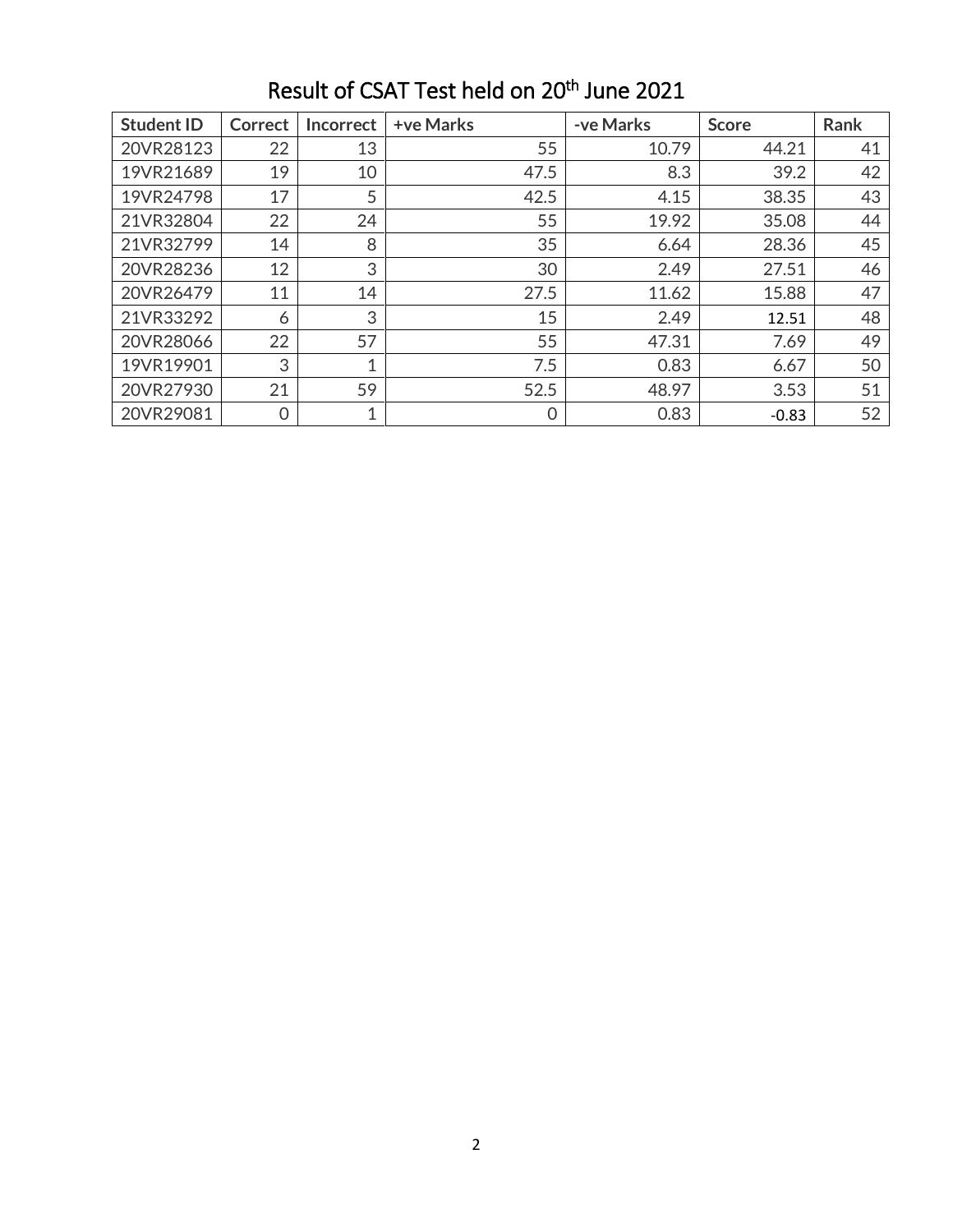# Result of CSAT Test held on 20th June 2021

| Student ID | Correct | Incorrect | +ve Marks | -ve Marks | Score | Rank |
|---|---|---|---|---|---|---|
| 20VR28123 | 22 | 13 | 55 | 10.79 | 44.21 | 41 |
| 19VR21689 | 19 | 10 | 47.5 | 8.3 | 39.2 | 42 |
| 19VR24798 | 17 | 5 | 42.5 | 4.15 | 38.35 | 43 |
| 21VR32804 | 22 | 24 | 55 | 19.92 | 35.08 | 44 |
| 21VR32799 | 14 | 8 | 35 | 6.64 | 28.36 | 45 |
| 20VR28236 | 12 | 3 | 30 | 2.49 | 27.51 | 46 |
| 20VR26479 | 11 | 14 | 27.5 | 11.62 | 15.88 | 47 |
| 21VR33292 | 6 | 3 | 15 | 2.49 | 12.51 | 48 |
| 20VR28066 | 22 | 57 | 55 | 47.31 | 7.69 | 49 |
| 19VR19901 | 3 | 1 | 7.5 | 0.83 | 6.67 | 50 |
| 20VR27930 | 21 | 59 | 52.5 | 48.97 | 3.53 | 51 |
| 20VR29081 | 0 | 1 | 0 | 0.83 | -0.83 | 52 |